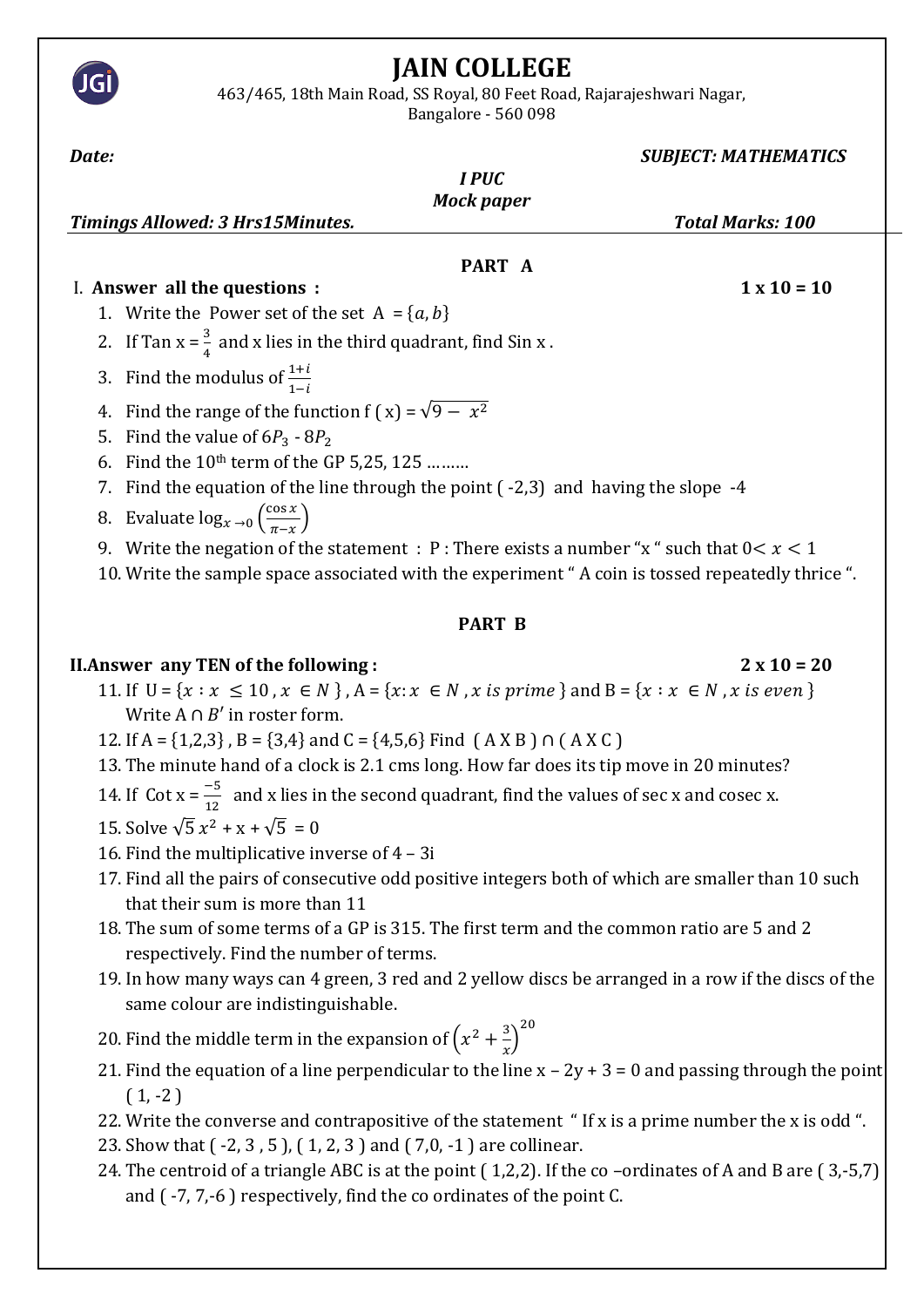# JAIN COLLEGE

463/465, 18th Main Road, SS Royal, 80 Feet Road, Rajarajeshwari Nagar, Bangalore - 560 098

***Date:*** ***SUBJECT: MATHEMATICS***

***I PUC***

***Mock paper***

***Timings Allowed: 3 Hrs15Minutes.*** ***Total Marks: 100***

## PART A

**I. Answer all the questions :** **1 x 10 = 10**

1. Write the Power set of the set $A = \{a, b\}$
2. If Tan x = $\frac{3}{4}$ and x lies in the third quadrant, find Sin x .
3. Find the modulus of $\frac{1+i}{1-i}$
4. Find the range of the function f ( x) = $\sqrt{9 - x^2}$
5. Find the value of $6P_3$ - $8P_2$
6. Find the 10$^{th}$ term of the GP 5,25, 125 ………
7. Find the equation of the line through the point ( -2,3) and having the slope -4
8. Evaluate $\log_{x\to 0}\left(\frac{\cos x}{\pi - x}\right)$
9. Write the negation of the statement : P : There exists a number "x " such that $0 < x < 1$
10. Write the sample space associated with the experiment " A coin is tossed repeatedly thrice ".

## PART B

**II.Answer any TEN of the following :** **2 x 10 = 20**

11. If U = $\{x : x \le 10, x \in N\}$ , A = $\{x : x \in N, x \text{ is prime}\}$ and B = $\{x : x \in N, x \text{ is even}\}$ Write $A \cap B'$ in roster form.
12. If A = {1,2,3} , B = {3,4} and C = {4,5,6} Find ( A X B ) ∩ ( A X C )
13. The minute hand of a clock is 2.1 cms long. How far does its tip move in 20 minutes?
14. If Cot x = $\frac{-5}{12}$ and x lies in the second quadrant, find the values of sec x and cosec x.
15. Solve $\sqrt{5}\,x^2$ + x + $\sqrt{5}$ = 0
16. Find the multiplicative inverse of 4 – 3i
17. Find all the pairs of consecutive odd positive integers both of which are smaller than 10 such that their sum is more than 11
18. The sum of some terms of a GP is 315. The first term and the common ratio are 5 and 2 respectively. Find the number of terms.
19. In how many ways can 4 green, 3 red and 2 yellow discs be arranged in a row if the discs of the same colour are indistinguishable.
20. Find the middle term in the expansion of $\left(x^2 + \frac{3}{x}\right)^{20}$
21. Find the equation of a line perpendicular to the line x – 2y + 3 = 0 and passing through the point ( 1, -2 )
22. Write the converse and contrapositive of the statement " If x is a prime number the x is odd ".
23. Show that ( -2, 3 , 5 ), ( 1, 2, 3 ) and ( 7,0, -1 ) are collinear.
24. The centroid of a triangle ABC is at the point ( 1,2,2). If the co –ordinates of A and B are ( 3,-5,7) and ( -7, 7,-6 ) respectively, find the co ordinates of the point C.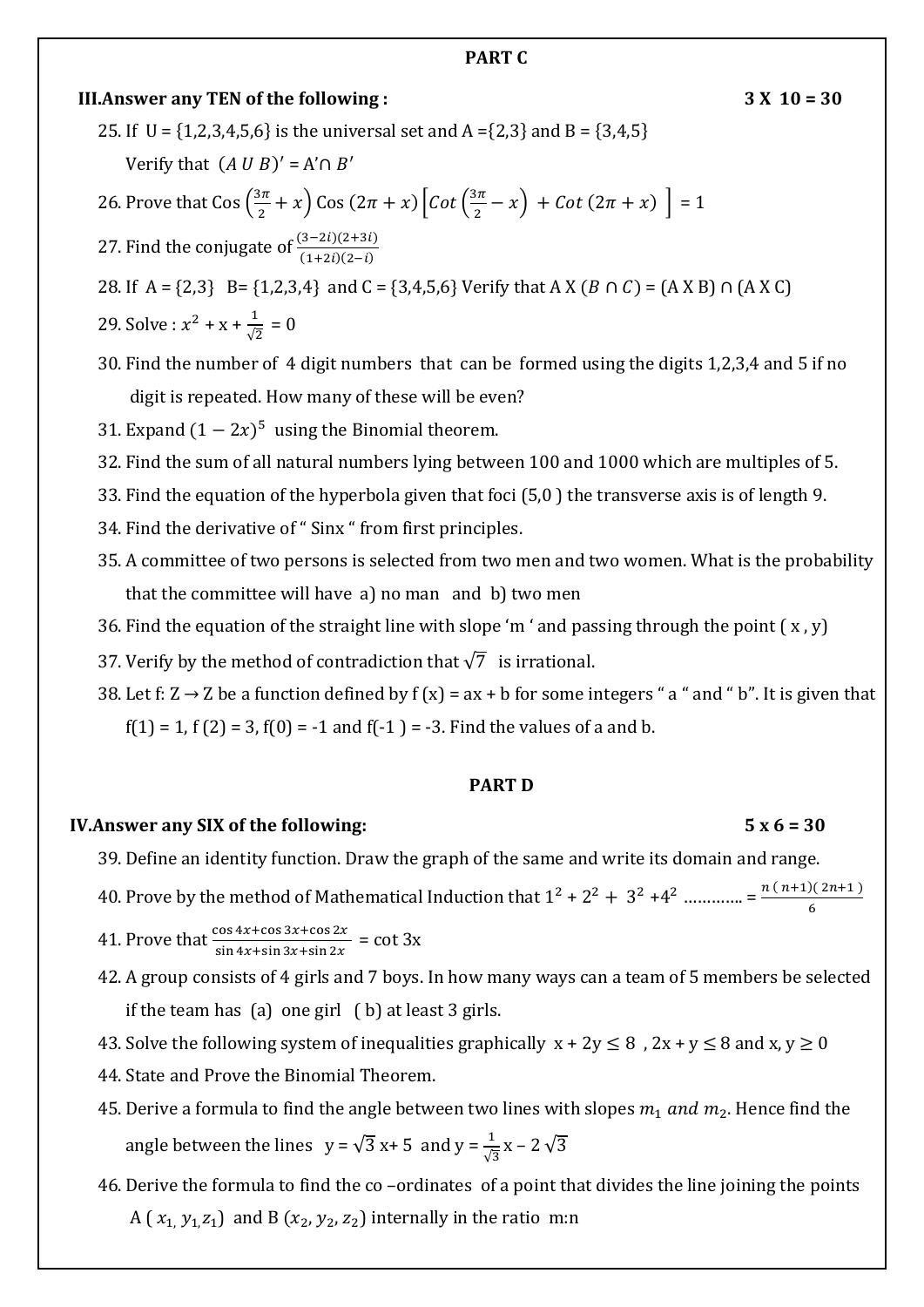## PART C

**III.Answer any TEN of the following : 3 X 10 = 30**

25. If U = {1,2,3,4,5,6} is the universal set and A ={2,3} and B = {3,4,5}

    Verify that $(A\ U\ B)' = A' \cap B'$

26. Prove that $\text{Cos}\left(\frac{3\pi}{2}+x\right)\text{Cos}\,(2\pi+x)\left[Cot\left(\frac{3\pi}{2}-x\right)+Cot\,(2\pi+x)\right] = 1$

27. Find the conjugate of $\frac{(3-2i)(2+3i)}{(1+2i)(2-i)}$

28. If A = {2,3} B= {1,2,3,4} and C = {3,4,5,6} Verify that A X $(B \cap C)$ = (A X B) ∩ (A X C)

29. Solve : $x^2 + x + \frac{1}{\sqrt{2}} = 0$

30. Find the number of 4 digit numbers that can be formed using the digits 1,2,3,4 and 5 if no digit is repeated. How many of these will be even?

31. Expand $(1-2x)^5$ using the Binomial theorem.

32. Find the sum of all natural numbers lying between 100 and 1000 which are multiples of 5.

33. Find the equation of the hyperbola given that foci (5,0 ) the transverse axis is of length 9.

34. Find the derivative of " Sinx " from first principles.

35. A committee of two persons is selected from two men and two women. What is the probability that the committee will have a) no man and b) two men

36. Find the equation of the straight line with slope 'm ' and passing through the point ( x , y)

37. Verify by the method of contradiction that $\sqrt{7}$ is irrational.

38. Let f: Z → Z be a function defined by f (x) = ax + b for some integers " a " and " b". It is given that f(1) = 1, f (2) = 3, f(0) = -1 and f(-1 ) = -3. Find the values of a and b.

## PART D

**IV.Answer any SIX of the following: 5 x 6 = 30**

39. Define an identity function. Draw the graph of the same and write its domain and range.

40. Prove by the method of Mathematical Induction that $1^2 + 2^2 + 3^2 + 4^2$ ………... = $\frac{n\,(n+1)(\,2n+1\,)}{6}$

41. Prove that $\frac{\cos 4x+\cos 3x+\cos 2x}{\sin 4x+\sin 3x+\sin 2x}$ = cot 3x

42. A group consists of 4 girls and 7 boys. In how many ways can a team of 5 members be selected if the team has (a) one girl ( b) at least 3 girls.

43. Solve the following system of inequalities graphically x + 2y ≤ 8 , 2x + y ≤ 8 and x, y ≥ 0

44. State and Prove the Binomial Theorem.

45. Derive a formula to find the angle between two lines with slopes $m_1$ *and* $m_2$. Hence find the angle between the lines y = $\sqrt{3}$ x+ 5 and y = $\frac{1}{\sqrt{3}}$ x – 2 $\sqrt{3}$

46. Derive the formula to find the co –ordinates of a point that divides the line joining the points A $(x_1, y_1, z_1)$ and B $(x_2, y_2, z_2)$ internally in the ratio m:n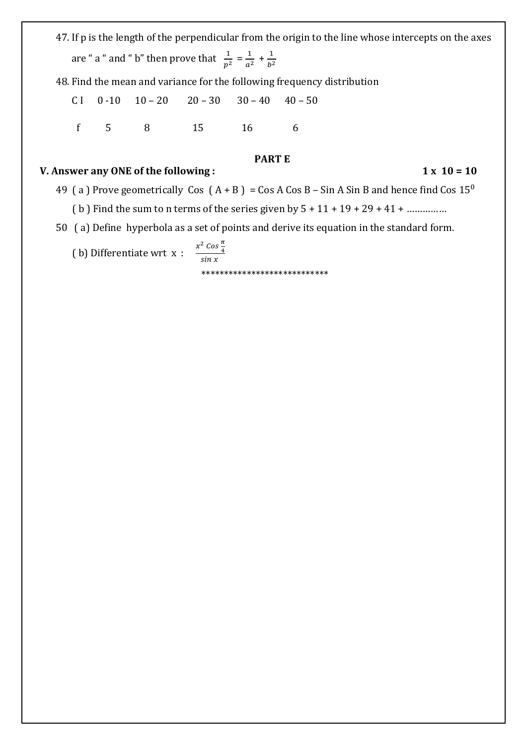47. If p is the length of the perpendicular from the origin to the line whose intercepts on the axes are " a " and " b" then prove that $\frac{1}{p^2} = \frac{1}{a^2} + \frac{1}{b^2}$

48. Find the mean and variance for the following frequency distribution

| C I | 0 -10 | 10 – 20 | 20 – 30 | 30 – 40 | 40 – 50 |
|---|---|---|---|---|---|
| f | 5 | 8 | 15 | 16 | 6 |

## PART E

**V. Answer any ONE of the following :** **1 x 10 = 10**

49 ( a ) Prove geometrically Cos ( A + B ) = Cos A Cos B – Sin A Sin B and hence find Cos $15^0$

( b ) Find the sum to n terms of the series given by 5 + 11 + 19 + 29 + 41 + ……………

50 ( a) Define hyperbola as a set of points and derive its equation in the standard form.

( b) Differentiate wrt x : $\frac{x^2 \, Cos\frac{\pi}{4}}{sin\, x}$

****************************